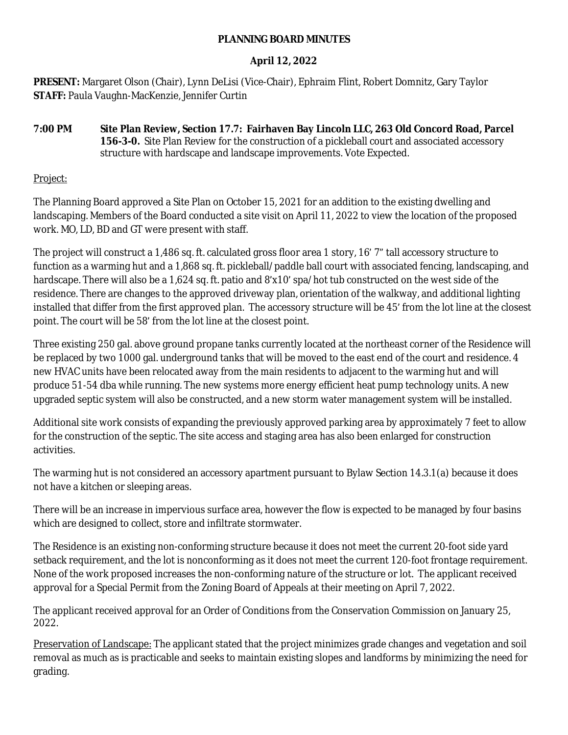# PLANNING BOARD MINUTES

## April 12, 2022

**PRESENT:** Margaret Olson (Chair), Lynn DeLisi (Vice-Chair), Ephraim Flint, Robert Domnitz, Gary Taylor
**STAFF:** Paula Vaughn-MacKenzie, Jennifer Curtin

**7:00 PM** **Site Plan Review, Section 17.7: Fairhaven Bay Lincoln LLC, 263 Old Concord Road, Parcel 156-3-0.** Site Plan Review for the construction of a pickleball court and associated accessory structure with hardscape and landscape improvements. Vote Expected.

Project:

The Planning Board approved a Site Plan on October 15, 2021 for an addition to the existing dwelling and landscaping. Members of the Board conducted a site visit on April 11, 2022 to view the location of the proposed work. MO, LD, BD and GT were present with staff.

The project will construct a 1,486 sq. ft. calculated gross floor area 1 story, 16' 7" tall accessory structure to function as a warming hut and a 1,868 sq. ft. pickleball/paddle ball court with associated fencing, landscaping, and hardscape. There will also be a 1,624 sq. ft. patio and 8'x10' spa/hot tub constructed on the west side of the residence. There are changes to the approved driveway plan, orientation of the walkway, and additional lighting installed that differ from the first approved plan. The accessory structure will be 45' from the lot line at the closest point. The court will be 58' from the lot line at the closest point.

Three existing 250 gal. above ground propane tanks currently located at the northeast corner of the Residence will be replaced by two 1000 gal. underground tanks that will be moved to the east end of the court and residence. 4 new HVAC units have been relocated away from the main residents to adjacent to the warming hut and will produce 51-54 dba while running. The new systems more energy efficient heat pump technology units. A new upgraded septic system will also be constructed, and a new storm water management system will be installed.

Additional site work consists of expanding the previously approved parking area by approximately 7 feet to allow for the construction of the septic. The site access and staging area has also been enlarged for construction activities.

The warming hut is not considered an accessory apartment pursuant to Bylaw Section 14.3.1(a) because it does not have a kitchen or sleeping areas.

There will be an increase in impervious surface area, however the flow is expected to be managed by four basins which are designed to collect, store and infiltrate stormwater.

The Residence is an existing non-conforming structure because it does not meet the current 20-foot side yard setback requirement, and the lot is nonconforming as it does not meet the current 120-foot frontage requirement. None of the work proposed increases the non-conforming nature of the structure or lot. The applicant received approval for a Special Permit from the Zoning Board of Appeals at their meeting on April 7, 2022.

The applicant received approval for an Order of Conditions from the Conservation Commission on January 25, 2022.

Preservation of Landscape: The applicant stated that the project minimizes grade changes and vegetation and soil removal as much as is practicable and seeks to maintain existing slopes and landforms by minimizing the need for grading.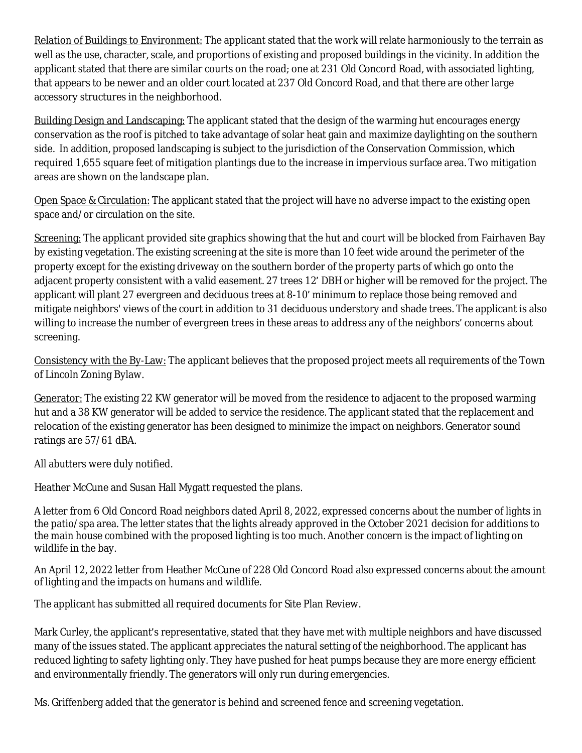Relation of Buildings to Environment: The applicant stated that the work will relate harmoniously to the terrain as well as the use, character, scale, and proportions of existing and proposed buildings in the vicinity. In addition the applicant stated that there are similar courts on the road; one at 231 Old Concord Road, with associated lighting, that appears to be newer and an older court located at 237 Old Concord Road, and that there are other large accessory structures in the neighborhood.

Building Design and Landscaping: The applicant stated that the design of the warming hut encourages energy conservation as the roof is pitched to take advantage of solar heat gain and maximize daylighting on the southern side. In addition, proposed landscaping is subject to the jurisdiction of the Conservation Commission, which required 1,655 square feet of mitigation plantings due to the increase in impervious surface area. Two mitigation areas are shown on the landscape plan.

Open Space & Circulation: The applicant stated that the project will have no adverse impact to the existing open space and/or circulation on the site.

Screening: The applicant provided site graphics showing that the hut and court will be blocked from Fairhaven Bay by existing vegetation. The existing screening at the site is more than 10 feet wide around the perimeter of the property except for the existing driveway on the southern border of the property parts of which go onto the adjacent property consistent with a valid easement. 27 trees 12' DBH or higher will be removed for the project. The applicant will plant 27 evergreen and deciduous trees at 8-10' minimum to replace those being removed and mitigate neighbors' views of the court in addition to 31 deciduous understory and shade trees. The applicant is also willing to increase the number of evergreen trees in these areas to address any of the neighbors' concerns about screening.

Consistency with the By-Law: The applicant believes that the proposed project meets all requirements of the Town of Lincoln Zoning Bylaw.

Generator: The existing 22 KW generator will be moved from the residence to adjacent to the proposed warming hut and a 38 KW generator will be added to service the residence. The applicant stated that the replacement and relocation of the existing generator has been designed to minimize the impact on neighbors. Generator sound ratings are 57/61 dBA.

All abutters were duly notified.

Heather McCune and Susan Hall Mygatt requested the plans.

A letter from 6 Old Concord Road neighbors dated April 8, 2022, expressed concerns about the number of lights in the patio/spa area. The letter states that the lights already approved in the October 2021 decision for additions to the main house combined with the proposed lighting is too much. Another concern is the impact of lighting on wildlife in the bay.

An April 12, 2022 letter from Heather McCune of 228 Old Concord Road also expressed concerns about the amount of lighting and the impacts on humans and wildlife.

The applicant has submitted all required documents for Site Plan Review.

Mark Curley, the applicant's representative, stated that they have met with multiple neighbors and have discussed many of the issues stated. The applicant appreciates the natural setting of the neighborhood. The applicant has reduced lighting to safety lighting only. They have pushed for heat pumps because they are more energy efficient and environmentally friendly. The generators will only run during emergencies.

Ms. Griffenberg added that the generator is behind and screened fence and screening vegetation.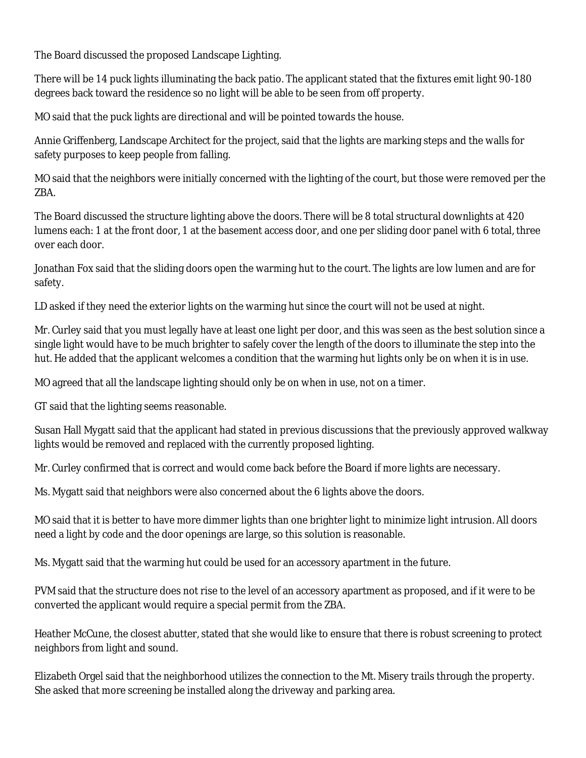The Board discussed the proposed Landscape Lighting.

There will be 14 puck lights illuminating the back patio. The applicant stated that the fixtures emit light 90-180 degrees back toward the residence so no light will be able to be seen from off property.

MO said that the puck lights are directional and will be pointed towards the house.

Annie Griffenberg, Landscape Architect for the project, said that the lights are marking steps and the walls for safety purposes to keep people from falling.

MO said that the neighbors were initially concerned with the lighting of the court, but those were removed per the ZBA.

The Board discussed the structure lighting above the doors. There will be 8 total structural downlights at 420 lumens each: 1 at the front door, 1 at the basement access door, and one per sliding door panel with 6 total, three over each door.

Jonathan Fox said that the sliding doors open the warming hut to the court. The lights are low lumen and are for safety.

LD asked if they need the exterior lights on the warming hut since the court will not be used at night.

Mr. Curley said that you must legally have at least one light per door, and this was seen as the best solution since a single light would have to be much brighter to safely cover the length of the doors to illuminate the step into the hut. He added that the applicant welcomes a condition that the warming hut lights only be on when it is in use.

MO agreed that all the landscape lighting should only be on when in use, not on a timer.

GT said that the lighting seems reasonable.

Susan Hall Mygatt said that the applicant had stated in previous discussions that the previously approved walkway lights would be removed and replaced with the currently proposed lighting.

Mr. Curley confirmed that is correct and would come back before the Board if more lights are necessary.

Ms. Mygatt said that neighbors were also concerned about the 6 lights above the doors.

MO said that it is better to have more dimmer lights than one brighter light to minimize light intrusion. All doors need a light by code and the door openings are large, so this solution is reasonable.

Ms. Mygatt said that the warming hut could be used for an accessory apartment in the future.

PVM said that the structure does not rise to the level of an accessory apartment as proposed, and if it were to be converted the applicant would require a special permit from the ZBA.

Heather McCune, the closest abutter, stated that she would like to ensure that there is robust screening to protect neighbors from light and sound.

Elizabeth Orgel said that the neighborhood utilizes the connection to the Mt. Misery trails through the property. She asked that more screening be installed along the driveway and parking area.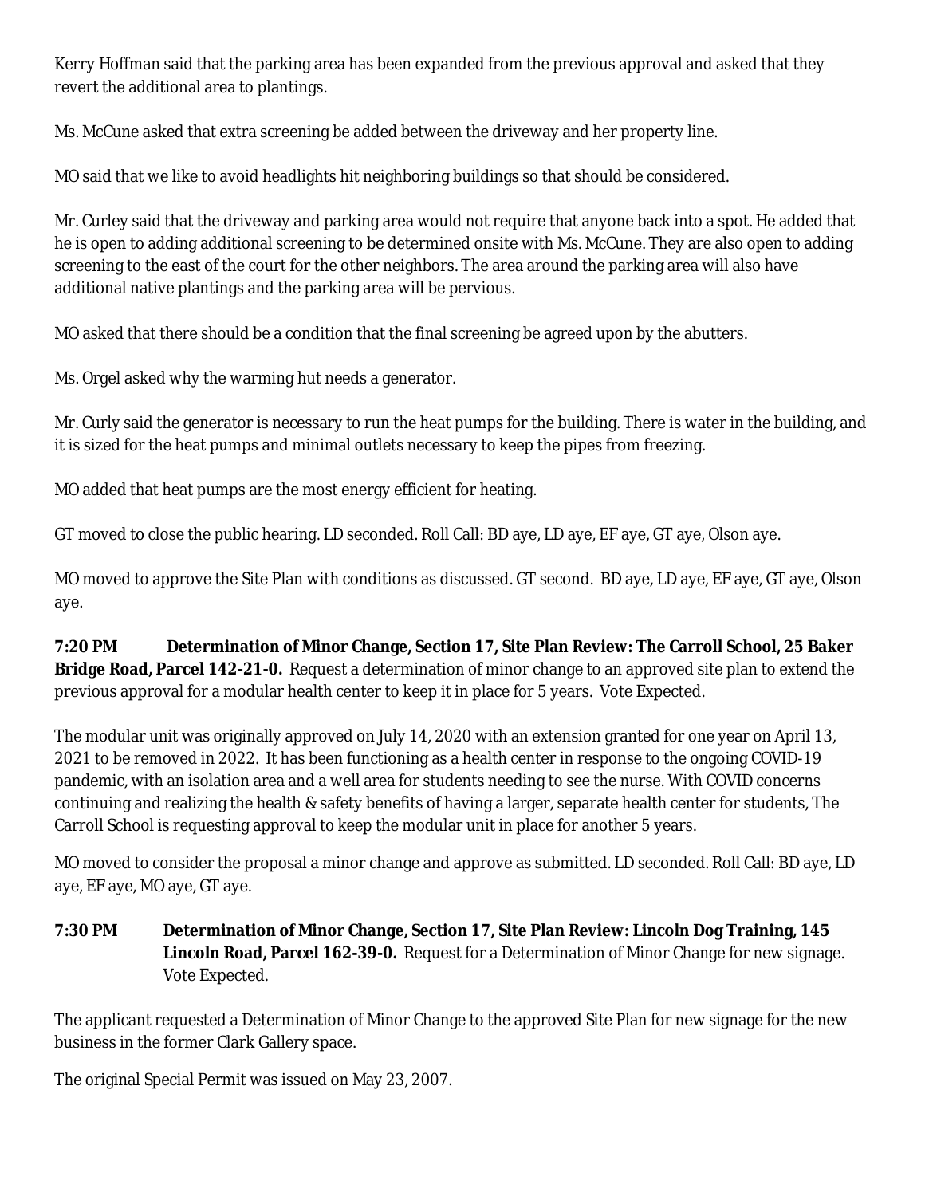Kerry Hoffman said that the parking area has been expanded from the previous approval and asked that they revert the additional area to plantings.

Ms. McCune asked that extra screening be added between the driveway and her property line.

MO said that we like to avoid headlights hit neighboring buildings so that should be considered.

Mr. Curley said that the driveway and parking area would not require that anyone back into a spot. He added that he is open to adding additional screening to be determined onsite with Ms. McCune. They are also open to adding screening to the east of the court for the other neighbors. The area around the parking area will also have additional native plantings and the parking area will be pervious.

MO asked that there should be a condition that the final screening be agreed upon by the abutters.

Ms. Orgel asked why the warming hut needs a generator.

Mr. Curly said the generator is necessary to run the heat pumps for the building. There is water in the building, and it is sized for the heat pumps and minimal outlets necessary to keep the pipes from freezing.

MO added that heat pumps are the most energy efficient for heating.

GT moved to close the public hearing. LD seconded. Roll Call: BD aye, LD aye, EF aye, GT aye, Olson aye.

MO moved to approve the Site Plan with conditions as discussed. GT second. BD aye, LD aye, EF aye, GT aye, Olson aye.

**7:20 PM Determination of Minor Change, Section 17, Site Plan Review: The Carroll School, 25 Baker Bridge Road, Parcel 142-21-0.** Request a determination of minor change to an approved site plan to extend the previous approval for a modular health center to keep it in place for 5 years. Vote Expected.

The modular unit was originally approved on July 14, 2020 with an extension granted for one year on April 13, 2021 to be removed in 2022. It has been functioning as a health center in response to the ongoing COVID-19 pandemic, with an isolation area and a well area for students needing to see the nurse. With COVID concerns continuing and realizing the health & safety benefits of having a larger, separate health center for students, The Carroll School is requesting approval to keep the modular unit in place for another 5 years.

MO moved to consider the proposal a minor change and approve as submitted. LD seconded. Roll Call: BD aye, LD aye, EF aye, MO aye, GT aye.

**7:30 PM Determination of Minor Change, Section 17, Site Plan Review: Lincoln Dog Training, 145 Lincoln Road, Parcel 162-39-0.** Request for a Determination of Minor Change for new signage. Vote Expected.

The applicant requested a Determination of Minor Change to the approved Site Plan for new signage for the new business in the former Clark Gallery space.

The original Special Permit was issued on May 23, 2007.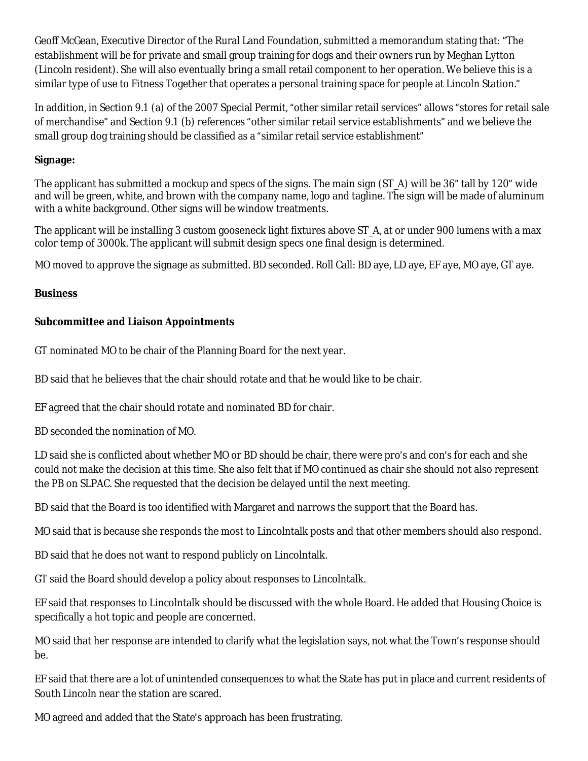Geoff McGean, Executive Director of the Rural Land Foundation, submitted a memorandum stating that: "The establishment will be for private and small group training for dogs and their owners run by Meghan Lytton (Lincoln resident). She will also eventually bring a small retail component to her operation. We believe this is a similar type of use to Fitness Together that operates a personal training space for people at Lincoln Station."

In addition, in Section 9.1 (a) of the 2007 Special Permit, "other similar retail services" allows "stores for retail sale of merchandise" and Section 9.1 (b) references "other similar retail service establishments" and we believe the small group dog training should be classified as a "similar retail service establishment"

**Signage:**

The applicant has submitted a mockup and specs of the signs. The main sign (ST_A) will be 36" tall by 120" wide and will be green, white, and brown with the company name, logo and tagline. The sign will be made of aluminum with a white background. Other signs will be window treatments.

The applicant will be installing 3 custom gooseneck light fixtures above ST_A, at or under 900 lumens with a max color temp of 3000k. The applicant will submit design specs one final design is determined.

MO moved to approve the signage as submitted. BD seconded. Roll Call: BD aye, LD aye, EF aye, MO aye, GT aye.

**<u>Business</u>**

**Subcommittee and Liaison Appointments**

GT nominated MO to be chair of the Planning Board for the next year.

BD said that he believes that the chair should rotate and that he would like to be chair.

EF agreed that the chair should rotate and nominated BD for chair.

BD seconded the nomination of MO.

LD said she is conflicted about whether MO or BD should be chair, there were pro's and con's for each and she could not make the decision at this time. She also felt that if MO continued as chair she should not also represent the PB on SLPAC. She requested that the decision be delayed until the next meeting.

BD said that the Board is too identified with Margaret and narrows the support that the Board has.

MO said that is because she responds the most to Lincolntalk posts and that other members should also respond.

BD said that he does not want to respond publicly on Lincolntalk.

GT said the Board should develop a policy about responses to Lincolntalk.

EF said that responses to Lincolntalk should be discussed with the whole Board. He added that Housing Choice is specifically a hot topic and people are concerned.

MO said that her response are intended to clarify what the legislation says, not what the Town's response should be.

EF said that there are a lot of unintended consequences to what the State has put in place and current residents of South Lincoln near the station are scared.

MO agreed and added that the State's approach has been frustrating.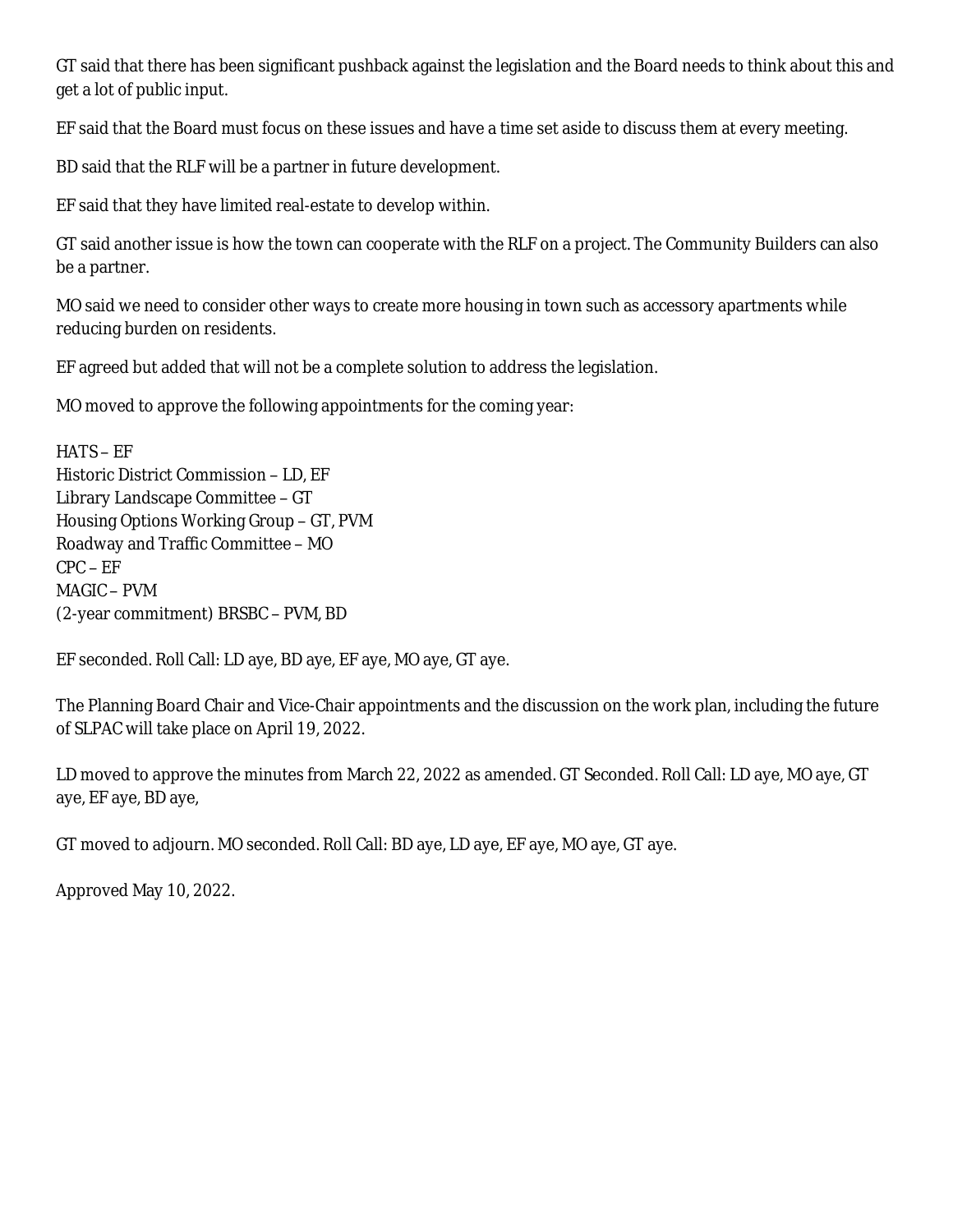GT said that there has been significant pushback against the legislation and the Board needs to think about this and get a lot of public input.

EF said that the Board must focus on these issues and have a time set aside to discuss them at every meeting.

BD said that the RLF will be a partner in future development.

EF said that they have limited real-estate to develop within.

GT said another issue is how the town can cooperate with the RLF on a project. The Community Builders can also be a partner.

MO said we need to consider other ways to create more housing in town such as accessory apartments while reducing burden on residents.

EF agreed but added that will not be a complete solution to address the legislation.

MO moved to approve the following appointments for the coming year:

HATS – EF  
Historic District Commission – LD, EF  
Library Landscape Committee – GT  
Housing Options Working Group – GT, PVM  
Roadway and Traffic Committee – MO  
CPC – EF  
MAGIC – PVM  
(2-year commitment) BRSBC – PVM, BD

EF seconded. Roll Call: LD aye, BD aye, EF aye, MO aye, GT aye.

The Planning Board Chair and Vice-Chair appointments and the discussion on the work plan, including the future of SLPAC will take place on April 19, 2022.

LD moved to approve the minutes from March 22, 2022 as amended. GT Seconded. Roll Call: LD aye, MO aye, GT aye, EF aye, BD aye,

GT moved to adjourn. MO seconded. Roll Call: BD aye, LD aye, EF aye, MO aye, GT aye.

Approved May 10, 2022.